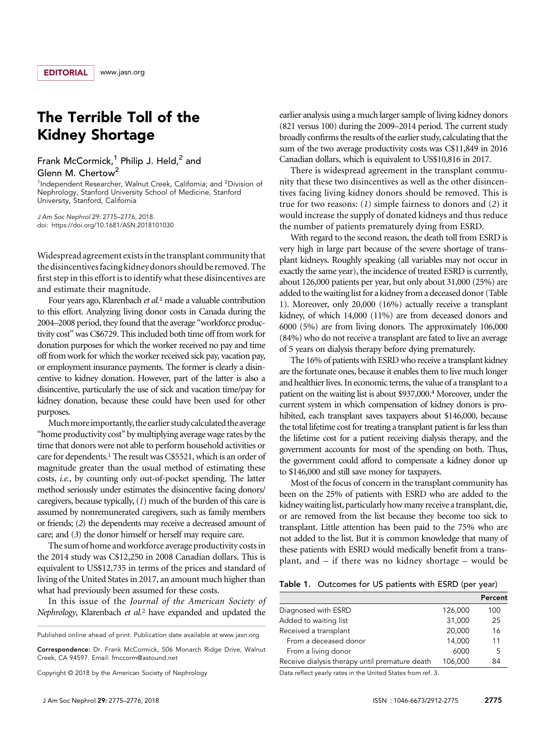EDITORIAL

# The Terrible Toll of the Kidney Shortage

Frank McCormick,[1] Philip J. Held,[2] and Glenn M. Chertow[2]

[1]Independent Researcher, Walnut Creek, California; and [2]Division of Nephrology, Stanford University School of Medicine, Stanford University, Stanford, California

*J Am Soc Nephrol* 29: 2775–2776, 2018.
doi: https://doi.org/10.1681/ASN.2018101030

Widespread agreement exists in the transplant community that the disincentives facing kidney donors should be removed. The first step in this effort is to identify what these disincentives are and estimate their magnitude.

Four years ago, Klarenbach *et al.*[1] made a valuable contribution to this effort. Analyzing living donor costs in Canada during the 2004–2008 period, they found that the average "workforce productivity cost" was C$6729. This included both time off from work for donation purposes for which the worker received no pay and time off from work for which the worker received sick pay, vacation pay, or employment insurance payments. The former is clearly a disincentive to kidney donation. However, part of the latter is also a disincentive, particularly the use of sick and vacation time/pay for kidney donation, because these could have been used for other purposes.

Much more importantly, the earlier study calculated the average "home productivity cost" by multiplying average wage rates by the time that donors were not able to perform household activities or care for dependents.[1] The result was C$5521, which is an order of magnitude greater than the usual method of estimating these costs, *i.e.*, by counting only out-of-pocket spending. The latter method seriously under estimates the disincentive facing donors/caregivers, because typically, (*1*) much of the burden of this care is assumed by nonremunerated caregivers, such as family members or friends; (*2*) the dependents may receive a decreased amount of care; and (*3*) the donor himself or herself may require care.

The sum of home and workforce average productivity costs in the 2014 study was C$12,250 in 2008 Canadian dollars. This is equivalent to US$12,735 in terms of the prices and standard of living of the United States in 2017, an amount much higher than what had previously been assumed for these costs.

In this issue of the *Journal of the American Society of Nephrology*, Klarenbach *et al.*[2] have expanded and updated the earlier analysis using a much larger sample of living kidney donors (821 versus 100) during the 2009–2014 period. The current study broadly confirms the results of the earlier study, calculating that the sum of the two average productivity costs was C$11,849 in 2016 Canadian dollars, which is equivalent to US$10,816 in 2017.

There is widespread agreement in the transplant community that these two disincentives as well as the other disincentives facing living kidney donors should be removed. This is true for two reasons: (*1*) simple fairness to donors and (*2*) it would increase the supply of donated kidneys and thus reduce the number of patients prematurely dying from ESRD.

With regard to the second reason, the death toll from ESRD is very high in large part because of the severe shortage of transplant kidneys. Roughly speaking (all variables may not occur in exactly the same year), the incidence of treated ESRD is currently, about 126,000 patients per year, but only about 31,000 (25%) are added to the waiting list for a kidney from a deceased donor (Table 1). Moreover, only 20,000 (16%) actually receive a transplant kidney, of which 14,000 (11%) are from deceased donors and 6000 (5%) are from living donors. The approximately 106,000 (84%) who do not receive a transplant are fated to live an average of 5 years on dialysis therapy before dying prematurely.

The 16% of patients with ESRD who receive a transplant kidney are the fortunate ones, because it enables them to live much longer and healthier lives. In economic terms, the value of a transplant to a patient on the waiting list is about $937,000.[4] Moreover, under the current system in which compensation of kidney donors is prohibited, each transplant saves taxpayers about $146,000, because the total lifetime cost for treating a transplant patient is far less than the lifetime cost for a patient receiving dialysis therapy, and the government accounts for most of the spending on both. Thus, the government could afford to compensate a kidney donor up to $146,000 and still save money for taxpayers.

Most of the focus of concern in the transplant community has been on the 25% of patients with ESRD who are added to the kidney waiting list, particularly how many receive a transplant, die, or are removed from the list because they become too sick to transplant. Little attention has been paid to the 75% who are not added to the list. But it is common knowledge that many of these patients with ESRD would medically benefit from a transplant, and – if there was no kidney shortage – would be

**Table 1.** Outcomes for US patients with ESRD (per year)

| | | Percent |
|---|---|---|
| Diagnosed with ESRD | 126,000 | 100 |
| Added to waiting list | 31,000 | 25 |
| Received a transplant | 20,000 | 16 |
| From a deceased donor | 14,000 | 11 |
| From a living donor | 6000 | 5 |
| Receive dialysis therapy until premature death | 106,000 | 84 |

Data reflect yearly rates in the United States from ref. 3.

Published online ahead of print. Publication date available at www.jasn.org.

**Correspondence:** Dr. Frank McCormick, 506 Monarch Ridge Drive, Walnut Creek, CA 94597. Email: fmccorm@astound.net

Copyright © 2018 by the American Society of Nephrology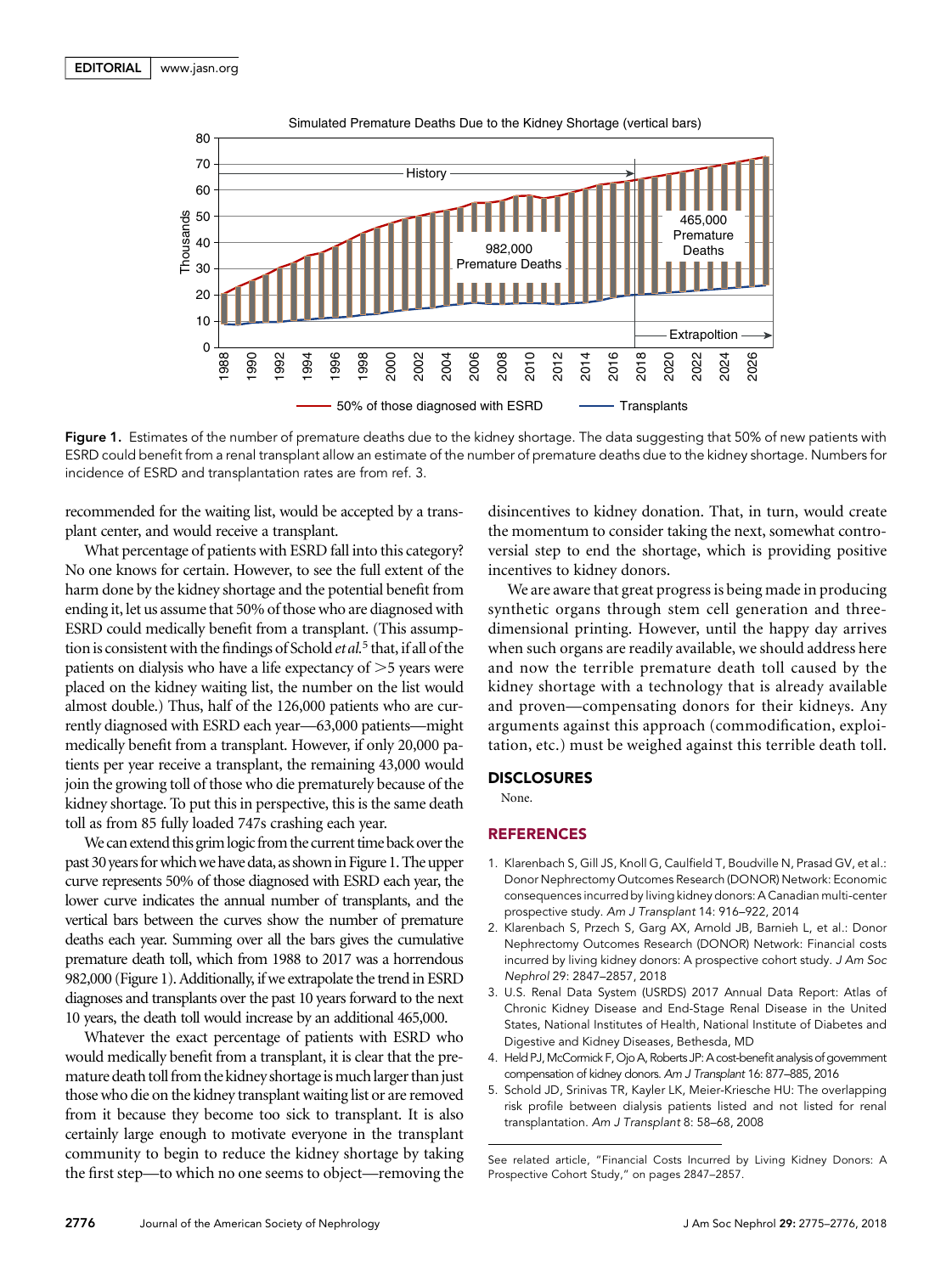Simulated Premature Deaths Due to the Kidney Shortage (vertical bars)

80
70
60
50
40
30
20
10
0

Thousands

History

982,000
Premature Deaths

465,000
Premature
Deaths

Extrapoltion

1988 1990 1992 1994 1996 1998 2000 2002 2004 2006 2008 2010 2012 2014 2016 2018 2020 2022 2024 2026

50% of those diagnosed with ESRD

Transplants

**Figure 1.** Estimates of the number of premature deaths due to the kidney shortage. The data suggesting that 50% of new patients with ESRD could benefit from a renal transplant allow an estimate of the number of premature deaths due to the kidney shortage. Numbers for incidence of ESRD and transplantation rates are from ref. 3.

recommended for the waiting list, would be accepted by a transplant center, and would receive a transplant.

What percentage of patients with ESRD fall into this category? No one knows for certain. However, to see the full extent of the harm done by the kidney shortage and the potential benefit from ending it, let us assume that 50% of those who are diagnosed with ESRD could medically benefit from a transplant. (This assumption is consistent with the findings of Schold *et al.*[5] that, if all of the patients on dialysis who have a life expectancy of >5 years were placed on the kidney waiting list, the number on the list would almost double.) Thus, half of the 126,000 patients who are currently diagnosed with ESRD each year—63,000 patients—might medically benefit from a transplant. However, if only 20,000 patients per year receive a transplant, the remaining 43,000 would join the growing toll of those who die prematurely because of the kidney shortage. To put this in perspective, this is the same death toll as from 85 fully loaded 747s crashing each year.

We can extend this grim logic from the current time back over the past 30 years for which we have data, as shown in Figure 1. The upper curve represents 50% of those diagnosed with ESRD each year, the lower curve indicates the annual number of transplants, and the vertical bars between the curves show the number of premature deaths each year. Summing over all the bars gives the cumulative premature death toll, which from 1988 to 2017 was a horrendous 982,000 (Figure 1). Additionally, if we extrapolate the trend in ESRD diagnoses and transplants over the past 10 years forward to the next 10 years, the death toll would increase by an additional 465,000.

Whatever the exact percentage of patients with ESRD who would medically benefit from a transplant, it is clear that the premature death toll from the kidney shortage is much larger than just those who die on the kidney transplant waiting list or are removed from it because they become too sick to transplant. It is also certainly large enough to motivate everyone in the transplant community to begin to reduce the kidney shortage by taking the first step—to which no one seems to object—removing the disincentives to kidney donation. That, in turn, would create the momentum to consider taking the next, somewhat controversial step to end the shortage, which is providing positive incentives to kidney donors.

We are aware that great progress is being made in producing synthetic organs through stem cell generation and three-dimensional printing. However, until the happy day arrives when such organs are readily available, we should address here and now the terrible premature death toll caused by the kidney shortage with a technology that is already available and proven—compensating donors for their kidneys. Any arguments against this approach (commodification, exploitation, etc.) must be weighed against this terrible death toll.

## DISCLOSURES

None.

## REFERENCES

1. Klarenbach S, Gill JS, Knoll G, Caulfield T, Boudville N, Prasad GV, et al.: Donor Nephrectomy Outcomes Research (DONOR) Network: Economic consequences incurred by living kidney donors: A Canadian multi-center prospective study. *Am J Transplant* 14: 916–922, 2014
2. Klarenbach S, Przech S, Garg AX, Arnold JB, Barnieh L, et al.: Donor Nephrectomy Outcomes Research (DONOR) Network: Financial costs incurred by living kidney donors: A prospective cohort study. *J Am Soc Nephrol* 29: 2847–2857, 2018
3. U.S. Renal Data System (USRDS) 2017 Annual Data Report: Atlas of Chronic Kidney Disease and End-Stage Renal Disease in the United States, National Institutes of Health, National Institute of Diabetes and Digestive and Kidney Diseases, Bethesda, MD
4. Held PJ, McCormick F, Ojo A, Roberts JP: A cost-benefit analysis of government compensation of kidney donors. *Am J Transplant* 16: 877–885, 2016
5. Schold JD, Srinivas TR, Kayler LK, Meier-Kriesche HU: The overlapping risk profile between dialysis patients listed and not listed for renal transplantation. *Am J Transplant* 8: 58–68, 2008

See related article, "Financial Costs Incurred by Living Kidney Donors: A Prospective Cohort Study," on pages 2847–2857.